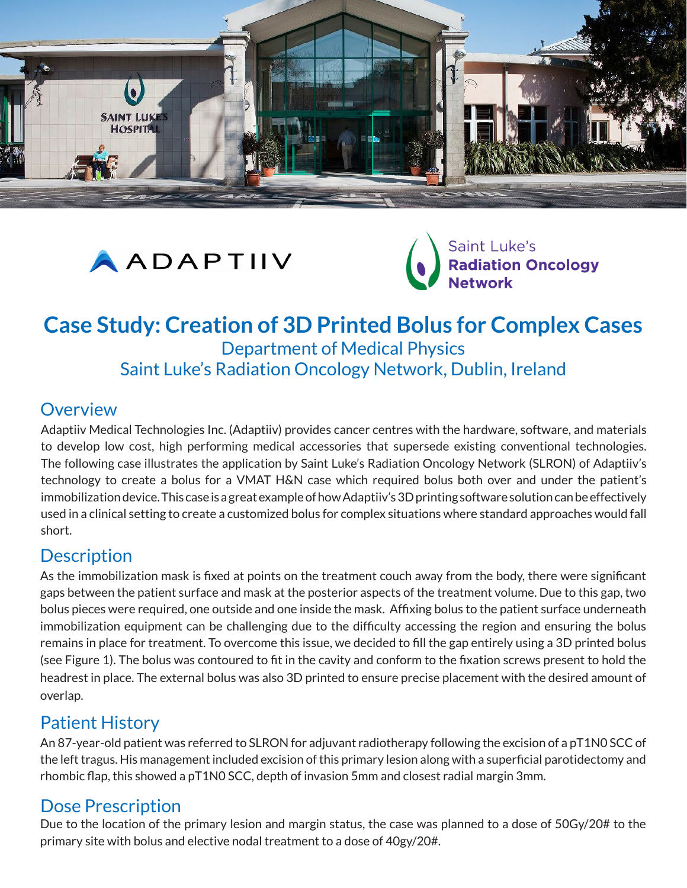# Case Study: Creation of 3D Printed Bolus for Complex Cases

Department of Medical Physics
Saint Luke's Radiation Oncology Network, Dublin, Ireland

## Overview

Adaptiiv Medical Technologies Inc. (Adaptiiv) provides cancer centres with the hardware, software, and materials to develop low cost, high performing medical accessories that supersede existing conventional technologies. The following case illustrates the application by Saint Luke's Radiation Oncology Network (SLRON) of Adaptiiv's technology to create a bolus for a VMAT H&N case which required bolus both over and under the patient's immobilization device. This case is a great example of how Adaptiiv's 3D printing software solution can be effectively used in a clinical setting to create a customized bolus for complex situations where standard approaches would fall short.

## Description

As the immobilization mask is fixed at points on the treatment couch away from the body, there were significant gaps between the patient surface and mask at the posterior aspects of the treatment volume. Due to this gap, two bolus pieces were required, one outside and one inside the mask. Affixing bolus to the patient surface underneath immobilization equipment can be challenging due to the difficulty accessing the region and ensuring the bolus remains in place for treatment. To overcome this issue, we decided to fill the gap entirely using a 3D printed bolus (see Figure 1). The bolus was contoured to fit in the cavity and conform to the fixation screws present to hold the headrest in place. The external bolus was also 3D printed to ensure precise placement with the desired amount of overlap.

## Patient History

An 87-year-old patient was referred to SLRON for adjuvant radiotherapy following the excision of a pT1N0 SCC of the left tragus. His management included excision of this primary lesion along with a superficial parotidectomy and rhombic flap, this showed a pT1N0 SCC, depth of invasion 5mm and closest radial margin 3mm.

## Dose Prescription

Due to the location of the primary lesion and margin status, the case was planned to a dose of 50Gy/20# to the primary site with bolus and elective nodal treatment to a dose of 40gy/20#.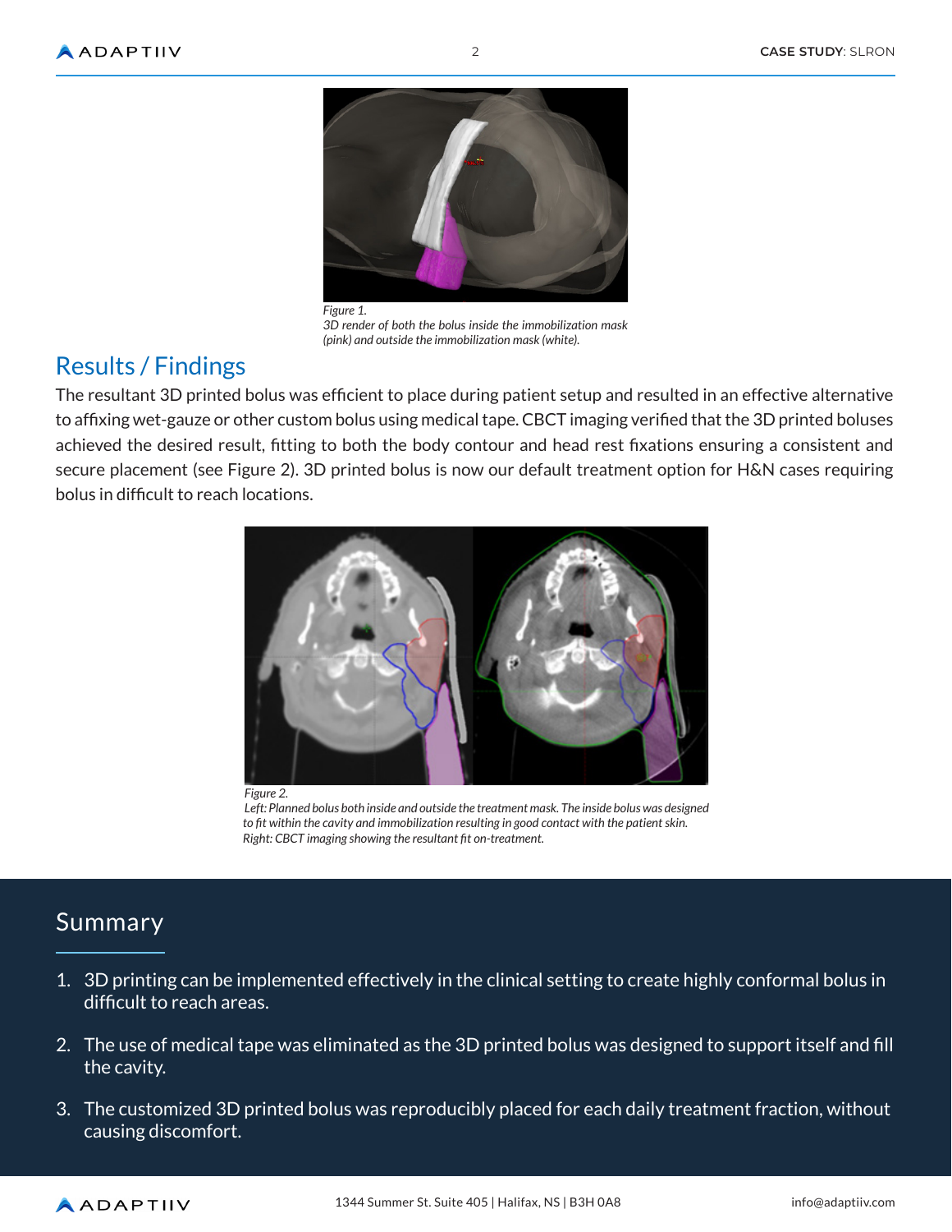Figure 1.
3D render of both the bolus inside the immobilization mask (pink) and outside the immobilization mask (white).

## Results / Findings

The resultant 3D printed bolus was efficient to place during patient setup and resulted in an effective alternative to affixing wet-gauze or other custom bolus using medical tape. CBCT imaging verified that the 3D printed boluses achieved the desired result, fitting to both the body contour and head rest fixations ensuring a consistent and secure placement (see Figure 2). 3D printed bolus is now our default treatment option for H&N cases requiring bolus in difficult to reach locations.

Figure 2.
Left: Planned bolus both inside and outside the treatment mask. The inside bolus was designed to fit within the cavity and immobilization resulting in good contact with the patient skin.
Right: CBCT imaging showing the resultant fit on-treatment.

## Summary

1. 3D printing can be implemented effectively in the clinical setting to create highly conformal bolus in difficult to reach areas.
2. The use of medical tape was eliminated as the 3D printed bolus was designed to support itself and fill the cavity.
3. The customized 3D printed bolus was reproducibly placed for each daily treatment fraction, without causing discomfort.

ADAPTIIV 1344 Summer St. Suite 405 | Halifax, NS | B3H 0A8 info@adaptiiv.com